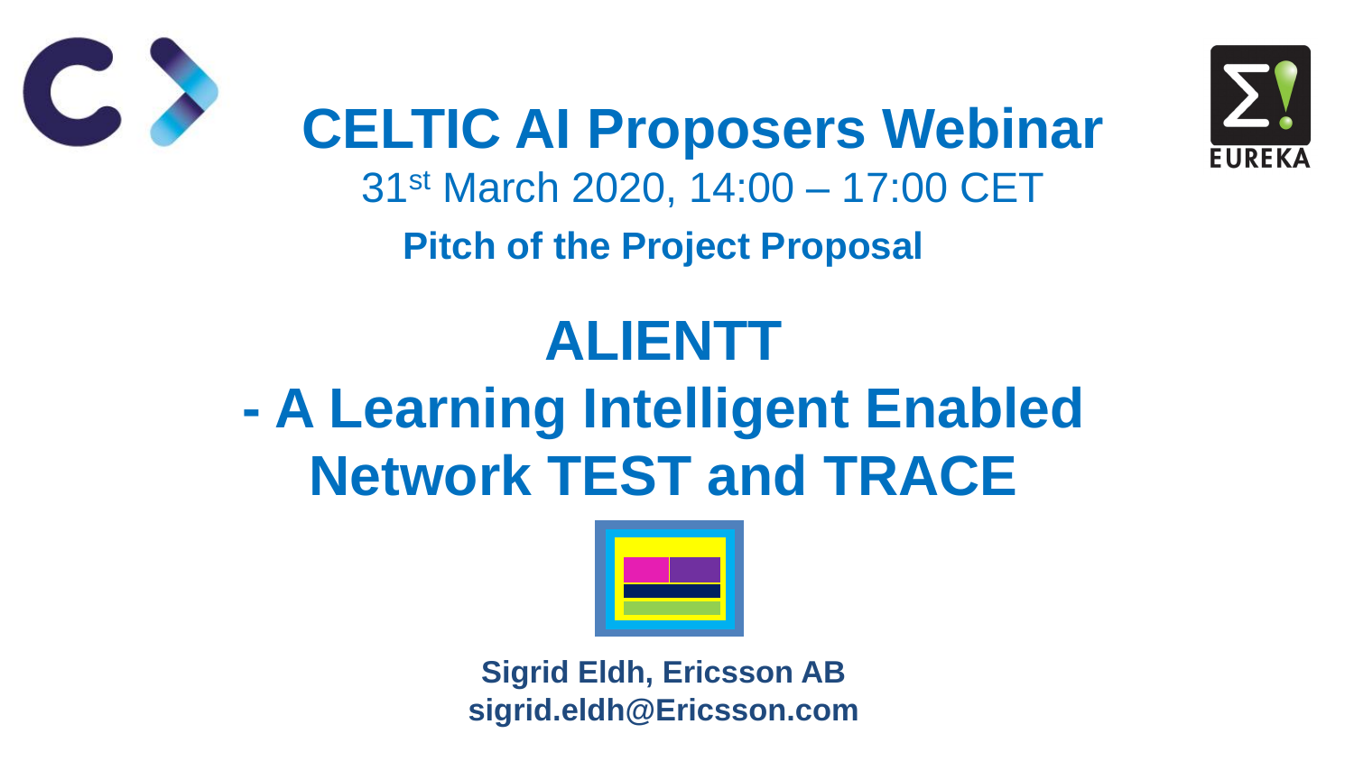# CELTIC AI Proposers Webinar

31st March 2020, 14:00 – 17:00 CET

**Pitch of the Project Proposal**

# ALIENTT
# - A Learning Intelligent Enabled Network TEST and TRACE

**Sigrid Eldh, Ericsson AB**
**sigrid.eldh@Ericsson.com**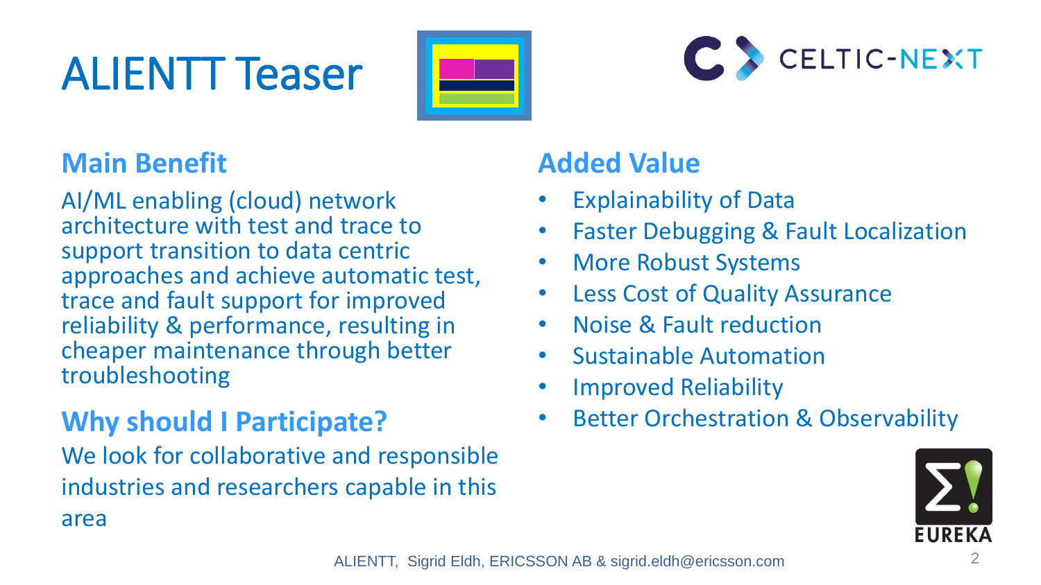# ALIENTT Teaser

## Main Benefit

AI/ML enabling (cloud) network architecture with test and trace to support transition to data centric approaches and achieve automatic test, trace and fault support for improved reliability & performance, resulting in cheaper maintenance through better troubleshooting

## Why should I Participate?

We look for collaborative and responsible industries and researchers capable in this area

## Added Value

- Explainability of Data
- Faster Debugging & Fault Localization
- More Robust Systems
- Less Cost of Quality Assurance
- Noise & Fault reduction
- Sustainable Automation
- Improved Reliability
- Better Orchestration & Observability

ALIENTT, Sigrid Eldh, ERICSSON AB & sigrid.eldh@ericsson.com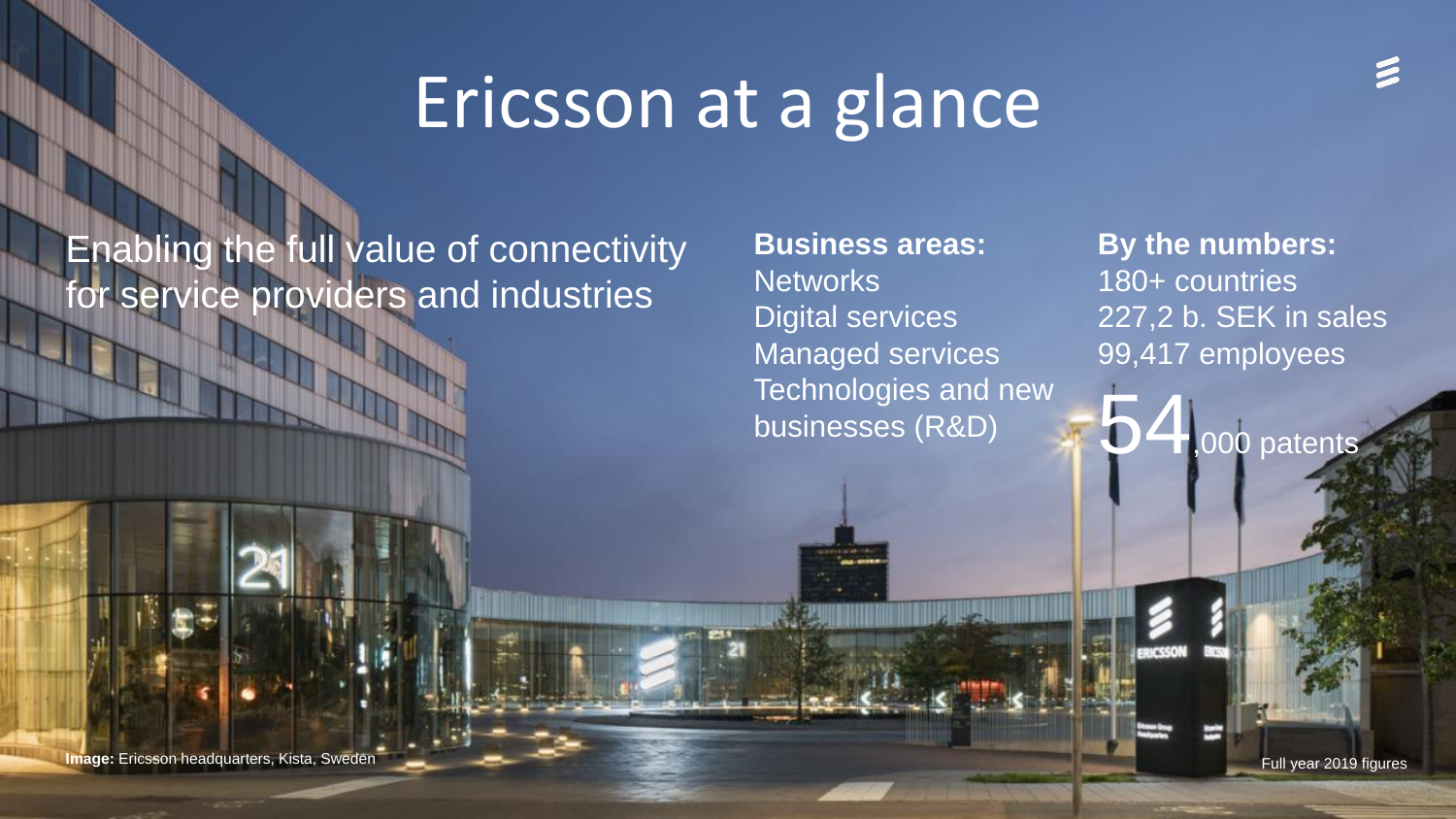# Ericsson at a glance

Enabling the full value of connectivity for service providers and industries

**Business areas:**
Networks
Digital services
Managed services
Technologies and new businesses (R&D)

**By the numbers:**
180+ countries
227,2 b. SEK in sales
99,417 employees
54,000 patents

**Image:** Ericsson headquarters, Kista, Sweden

Full year 2019 figures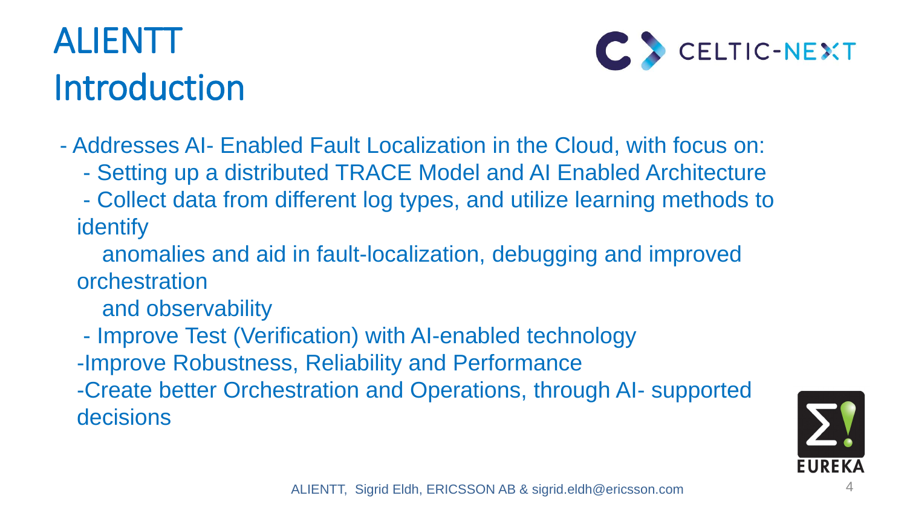# ALIENTT
# Introduction

- Addresses AI- Enabled Fault Localization in the Cloud, with focus on:
  - Setting up a distributed TRACE Model and AI Enabled Architecture
  - Collect data from different log types, and utilize learning methods to identify anomalies and aid in fault-localization, debugging and improved orchestration and observability
  - Improve Test (Verification) with AI-enabled technology
  - Improve Robustness, Reliability and Performance
  - Create better Orchestration and Operations, through AI- supported decisions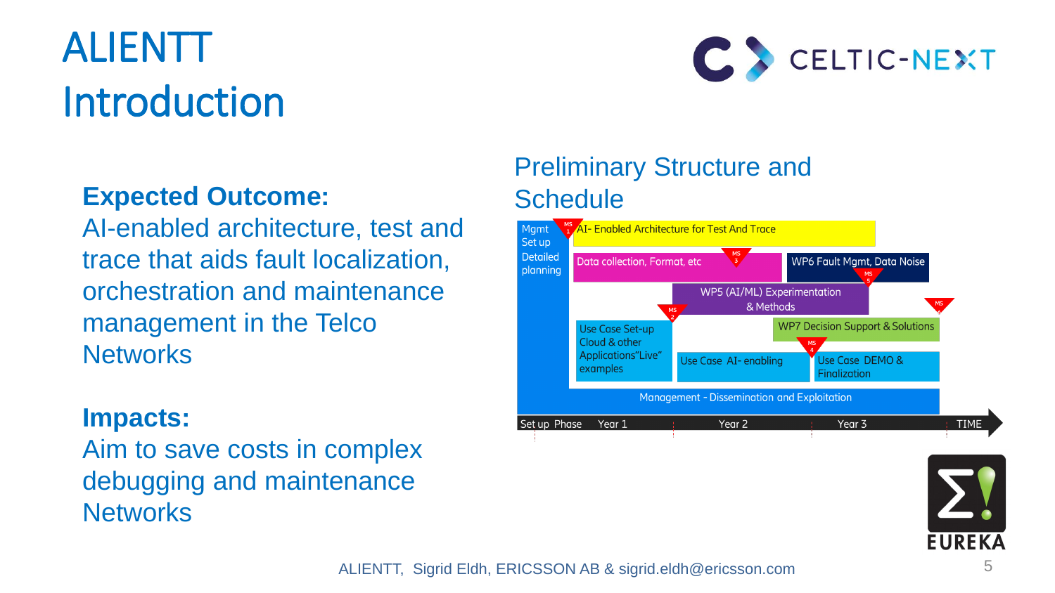# ALIENTT Introduction

**Expected Outcome:**
AI-enabled architecture, test and trace that aids fault localization, orchestration and maintenance management in the Telco Networks

**Impacts:**
Aim to save costs in complex debugging and maintenance Networks

## Preliminary Structure and Schedule

- Mgmt Set up Detailed planning
- MS 1 – AI- Enabled Architecture for Test And Trace
- Data collection, Format, etc – MS 3
- WP6 Fault Mgmt, Data Noise – MS 5
- WP5 (AI/ML) Experimentation & Methods
- MS 2 – Use Case Set-up Cloud & other Applications"Live" examples
- Use Case AI- enabling
- WP7 Decision Support & Solutions – MS 4
- Use Case DEMO & Finalization
- MS 6
- Management - Dissemination and Exploitation

Set up Phase | Year 1 | Year 2 | Year 3 | TIME

ALIENTT, Sigrid Eldh, ERICSSON AB & sigrid.eldh@ericsson.com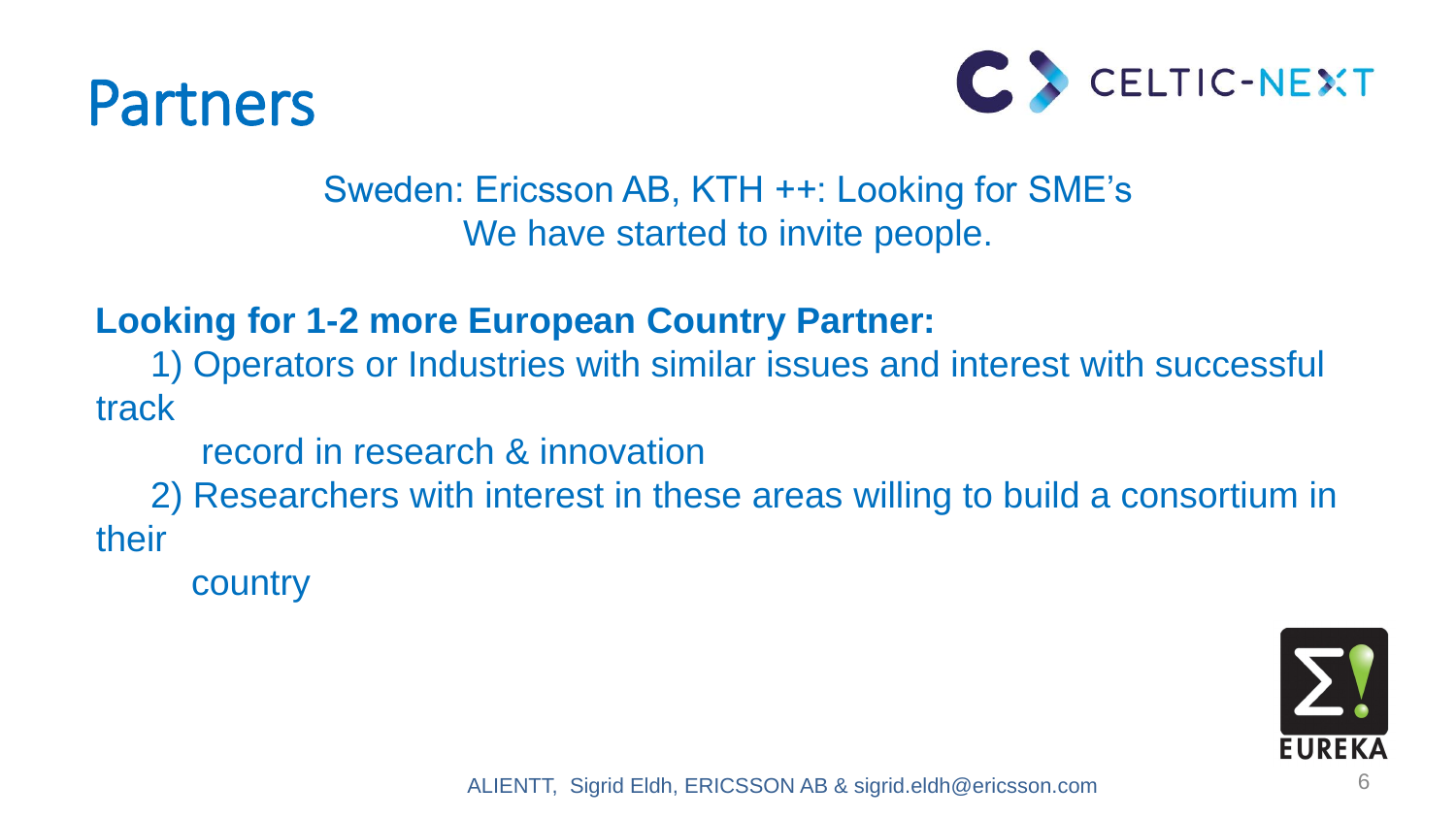# Partners

Sweden: Ericsson AB, KTH ++: Looking for SME's
We have started to invite people.

**Looking for 1-2 more European Country Partner:**

1) Operators or Industries with similar issues and interest with successful track record in research & innovation

2) Researchers with interest in these areas willing to build a consortium in their country

ALIENTT, Sigrid Eldh, ERICSSON AB & sigrid.eldh@ericsson.com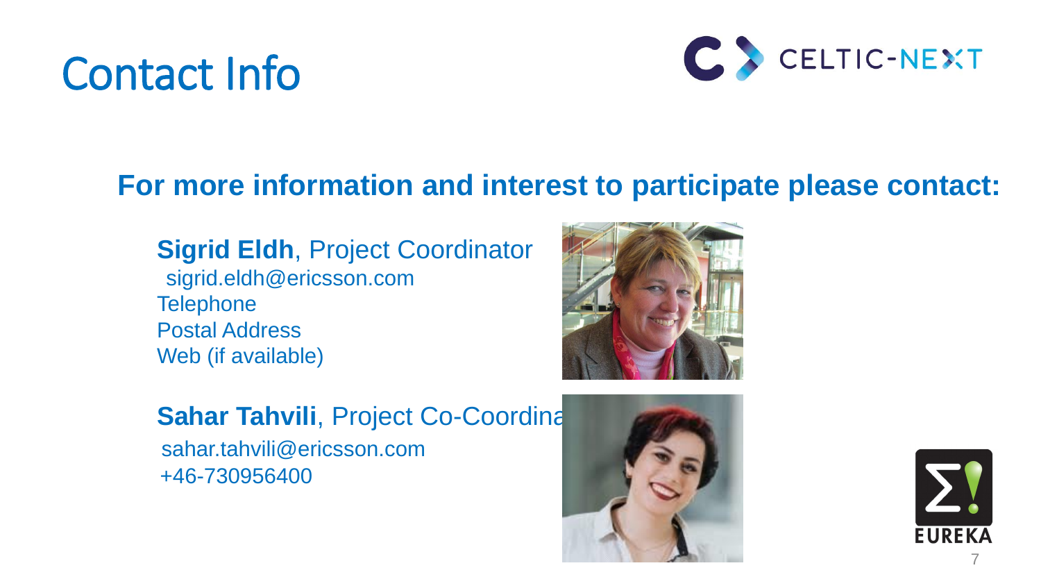# Contact Info

CELTIC-NEXT

**For more information and interest to participate please contact:**

**Sigrid Eldh**, Project Coordinator
sigrid.eldh@ericsson.com
Telephone
Postal Address
Web (if available)

**Sahar Tahvili**, Project Co-Coordina
sahar.tahvili@ericsson.com
+46-730956400

EUREKA